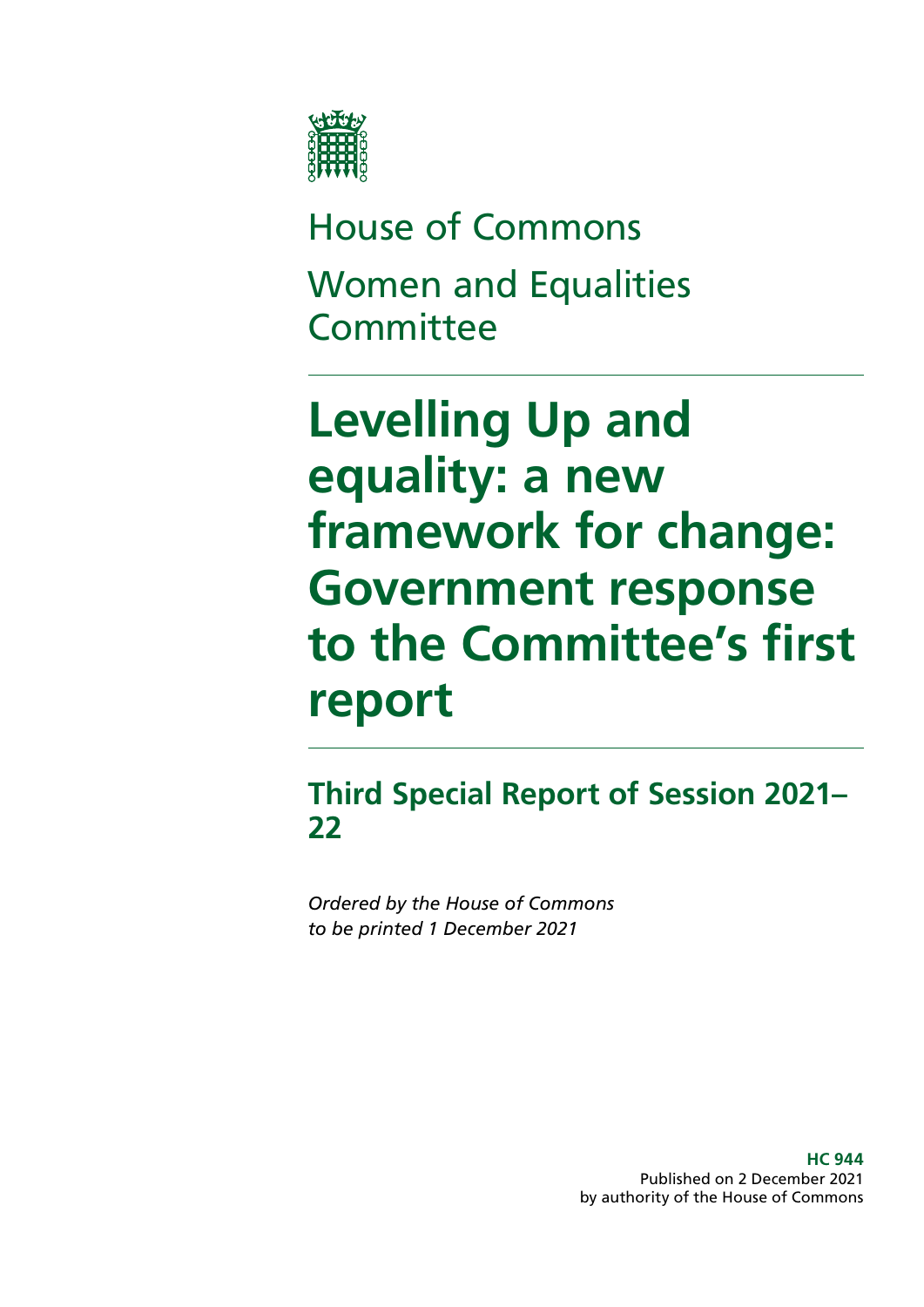House of Commons

Women and Equalities Committee

# Levelling Up and equality: a new framework for change: Government response to the Committee's first report

## Third Special Report of Session 2021–22

*Ordered by the House of Commons to be printed 1 December 2021*

**HC 944**
Published on 2 December 2021
by authority of the House of Commons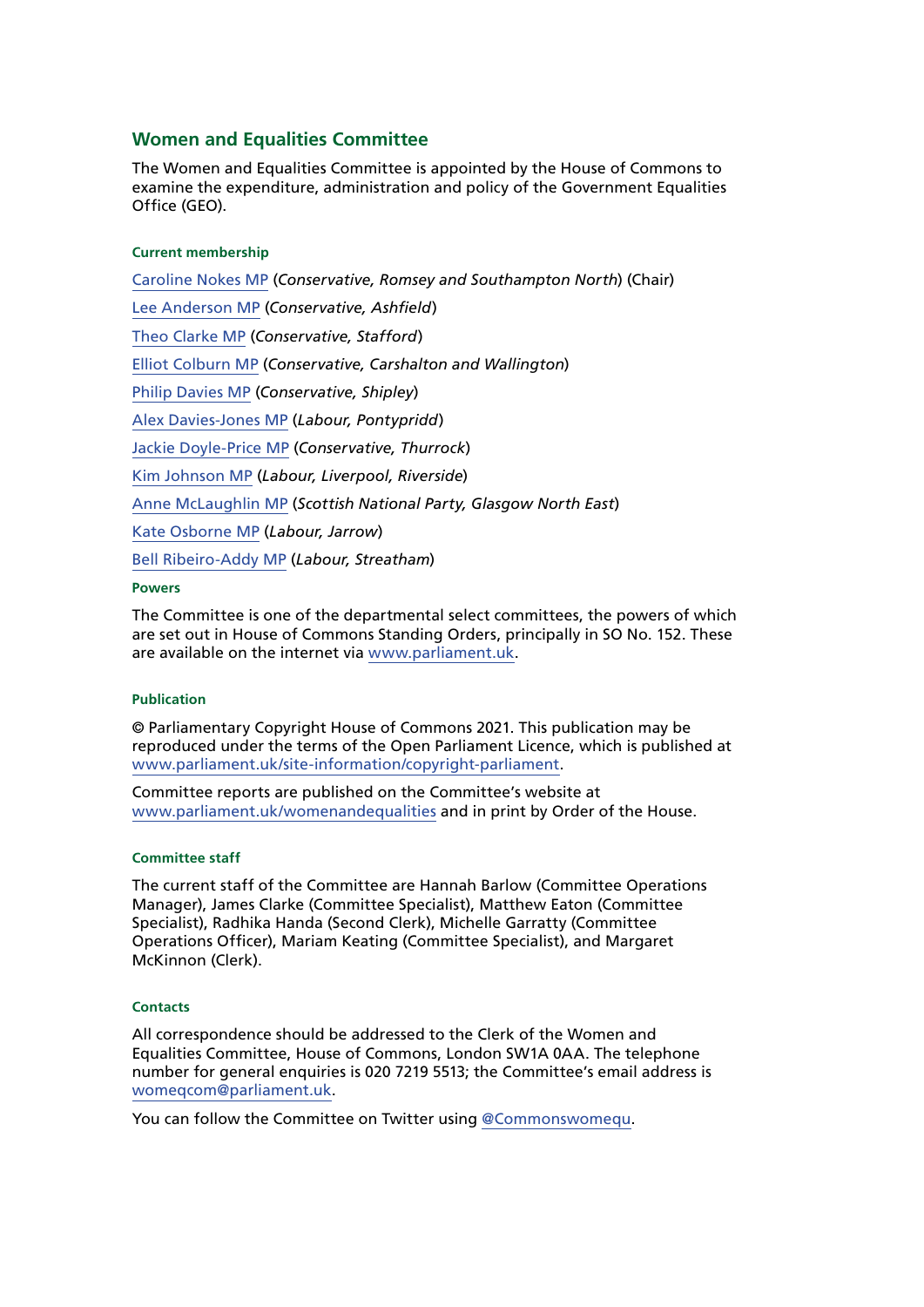## Women and Equalities Committee

The Women and Equalities Committee is appointed by the House of Commons to examine the expenditure, administration and policy of the Government Equalities Office (GEO).

### Current membership

Caroline Nokes MP (*Conservative, Romsey and Southampton North*) (Chair)

Lee Anderson MP (*Conservative, Ashfield*)

Theo Clarke MP (*Conservative, Stafford*)

Elliot Colburn MP (*Conservative, Carshalton and Wallington*)

Philip Davies MP (*Conservative, Shipley*)

Alex Davies-Jones MP (*Labour, Pontypridd*)

Jackie Doyle-Price MP (*Conservative, Thurrock*)

Kim Johnson MP (*Labour, Liverpool, Riverside*)

Anne McLaughlin MP (*Scottish National Party, Glasgow North East*)

Kate Osborne MP (*Labour, Jarrow*)

Bell Ribeiro-Addy MP (*Labour, Streatham*)

### Powers

The Committee is one of the departmental select committees, the powers of which are set out in House of Commons Standing Orders, principally in SO No. 152. These are available on the internet via www.parliament.uk.

### Publication

© Parliamentary Copyright House of Commons 2021. This publication may be reproduced under the terms of the Open Parliament Licence, which is published at www.parliament.uk/site-information/copyright-parliament.

Committee reports are published on the Committee's website at www.parliament.uk/womenandequalities and in print by Order of the House.

### Committee staff

The current staff of the Committee are Hannah Barlow (Committee Operations Manager), James Clarke (Committee Specialist), Matthew Eaton (Committee Specialist), Radhika Handa (Second Clerk), Michelle Garratty (Committee Operations Officer), Mariam Keating (Committee Specialist), and Margaret McKinnon (Clerk).

### Contacts

All correspondence should be addressed to the Clerk of the Women and Equalities Committee, House of Commons, London SW1A 0AA. The telephone number for general enquiries is 020 7219 5513; the Committee's email address is womeqcom@parliament.uk.

You can follow the Committee on Twitter using @Commonswomequ.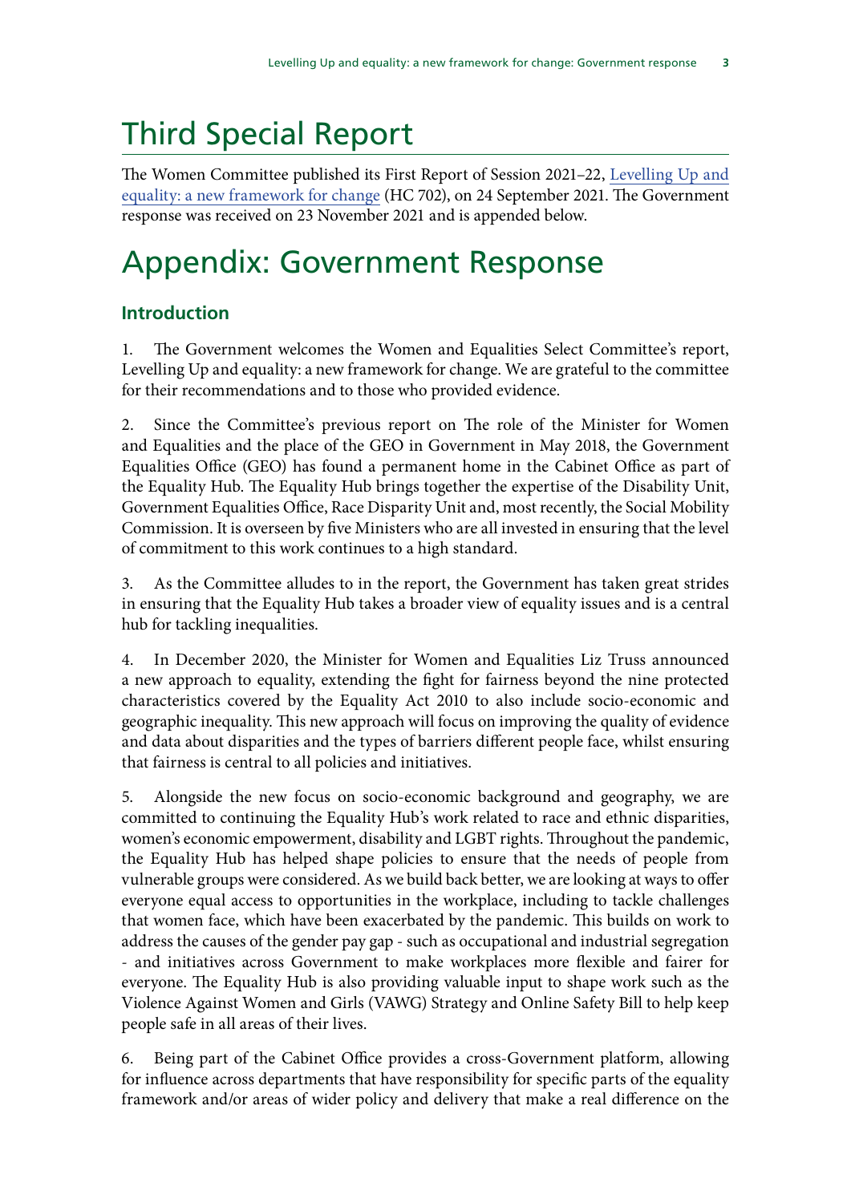# Third Special Report

The Women Committee published its First Report of Session 2021–22, Levelling Up and equality: a new framework for change (HC 702), on 24 September 2021. The Government response was received on 23 November 2021 and is appended below.

# Appendix: Government Response

### Introduction

1. The Government welcomes the Women and Equalities Select Committee's report, Levelling Up and equality: a new framework for change. We are grateful to the committee for their recommendations and to those who provided evidence.

2. Since the Committee's previous report on The role of the Minister for Women and Equalities and the place of the GEO in Government in May 2018, the Government Equalities Office (GEO) has found a permanent home in the Cabinet Office as part of the Equality Hub. The Equality Hub brings together the expertise of the Disability Unit, Government Equalities Office, Race Disparity Unit and, most recently, the Social Mobility Commission. It is overseen by five Ministers who are all invested in ensuring that the level of commitment to this work continues to a high standard.

3. As the Committee alludes to in the report, the Government has taken great strides in ensuring that the Equality Hub takes a broader view of equality issues and is a central hub for tackling inequalities.

4. In December 2020, the Minister for Women and Equalities Liz Truss announced a new approach to equality, extending the fight for fairness beyond the nine protected characteristics covered by the Equality Act 2010 to also include socio-economic and geographic inequality. This new approach will focus on improving the quality of evidence and data about disparities and the types of barriers different people face, whilst ensuring that fairness is central to all policies and initiatives.

5. Alongside the new focus on socio-economic background and geography, we are committed to continuing the Equality Hub's work related to race and ethnic disparities, women's economic empowerment, disability and LGBT rights. Throughout the pandemic, the Equality Hub has helped shape policies to ensure that the needs of people from vulnerable groups were considered. As we build back better, we are looking at ways to offer everyone equal access to opportunities in the workplace, including to tackle challenges that women face, which have been exacerbated by the pandemic. This builds on work to address the causes of the gender pay gap - such as occupational and industrial segregation - and initiatives across Government to make workplaces more flexible and fairer for everyone. The Equality Hub is also providing valuable input to shape work such as the Violence Against Women and Girls (VAWG) Strategy and Online Safety Bill to help keep people safe in all areas of their lives.

6. Being part of the Cabinet Office provides a cross-Government platform, allowing for influence across departments that have responsibility for specific parts of the equality framework and/or areas of wider policy and delivery that make a real difference on the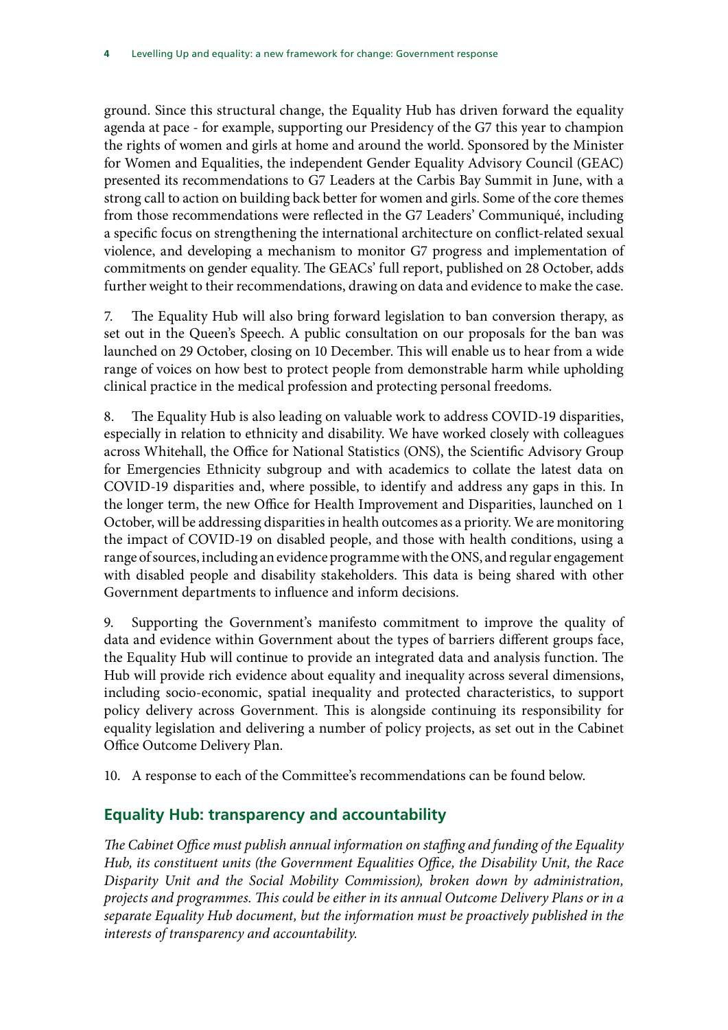ground. Since this structural change, the Equality Hub has driven forward the equality agenda at pace - for example, supporting our Presidency of the G7 this year to champion the rights of women and girls at home and around the world. Sponsored by the Minister for Women and Equalities, the independent Gender Equality Advisory Council (GEAC) presented its recommendations to G7 Leaders at the Carbis Bay Summit in June, with a strong call to action on building back better for women and girls. Some of the core themes from those recommendations were reflected in the G7 Leaders' Communiqué, including a specific focus on strengthening the international architecture on conflict-related sexual violence, and developing a mechanism to monitor G7 progress and implementation of commitments on gender equality. The GEACs' full report, published on 28 October, adds further weight to their recommendations, drawing on data and evidence to make the case.

7. The Equality Hub will also bring forward legislation to ban conversion therapy, as set out in the Queen's Speech. A public consultation on our proposals for the ban was launched on 29 October, closing on 10 December. This will enable us to hear from a wide range of voices on how best to protect people from demonstrable harm while upholding clinical practice in the medical profession and protecting personal freedoms.

8. The Equality Hub is also leading on valuable work to address COVID-19 disparities, especially in relation to ethnicity and disability. We have worked closely with colleagues across Whitehall, the Office for National Statistics (ONS), the Scientific Advisory Group for Emergencies Ethnicity subgroup and with academics to collate the latest data on COVID-19 disparities and, where possible, to identify and address any gaps in this. In the longer term, the new Office for Health Improvement and Disparities, launched on 1 October, will be addressing disparities in health outcomes as a priority. We are monitoring the impact of COVID-19 on disabled people, and those with health conditions, using a range of sources, including an evidence programme with the ONS, and regular engagement with disabled people and disability stakeholders. This data is being shared with other Government departments to influence and inform decisions.

9. Supporting the Government's manifesto commitment to improve the quality of data and evidence within Government about the types of barriers different groups face, the Equality Hub will continue to provide an integrated data and analysis function. The Hub will provide rich evidence about equality and inequality across several dimensions, including socio-economic, spatial inequality and protected characteristics, to support policy delivery across Government. This is alongside continuing its responsibility for equality legislation and delivering a number of policy projects, as set out in the Cabinet Office Outcome Delivery Plan.

10. A response to each of the Committee's recommendations can be found below.

## Equality Hub: transparency and accountability

*The Cabinet Office must publish annual information on staffing and funding of the Equality Hub, its constituent units (the Government Equalities Office, the Disability Unit, the Race Disparity Unit and the Social Mobility Commission), broken down by administration, projects and programmes. This could be either in its annual Outcome Delivery Plans or in a separate Equality Hub document, but the information must be proactively published in the interests of transparency and accountability.*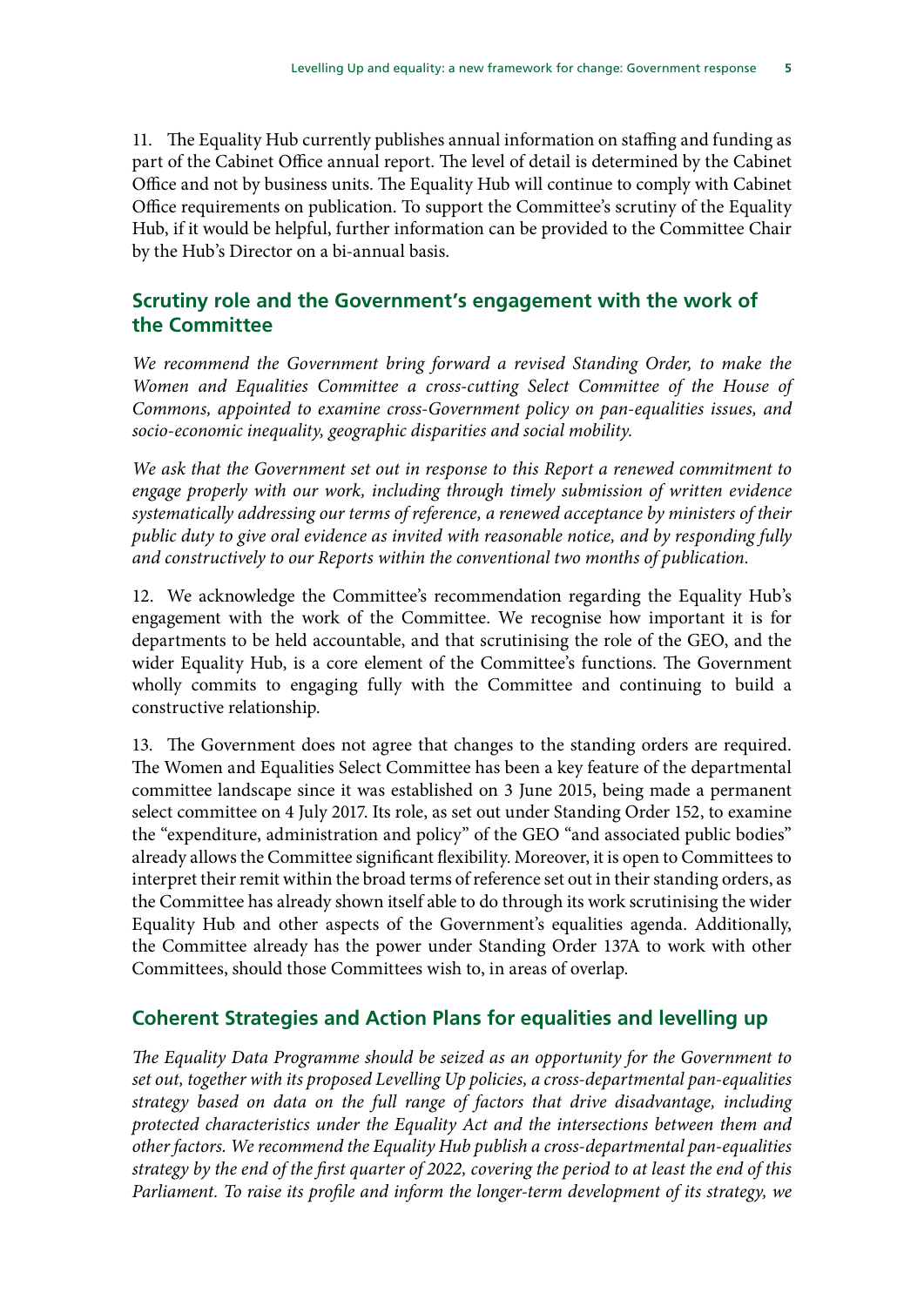11. The Equality Hub currently publishes annual information on staffing and funding as part of the Cabinet Office annual report. The level of detail is determined by the Cabinet Office and not by business units. The Equality Hub will continue to comply with Cabinet Office requirements on publication. To support the Committee's scrutiny of the Equality Hub, if it would be helpful, further information can be provided to the Committee Chair by the Hub's Director on a bi-annual basis.

## Scrutiny role and the Government's engagement with the work of the Committee

*We recommend the Government bring forward a revised Standing Order, to make the Women and Equalities Committee a cross-cutting Select Committee of the House of Commons, appointed to examine cross-Government policy on pan-equalities issues, and socio-economic inequality, geographic disparities and social mobility.*

*We ask that the Government set out in response to this Report a renewed commitment to engage properly with our work, including through timely submission of written evidence systematically addressing our terms of reference, a renewed acceptance by ministers of their public duty to give oral evidence as invited with reasonable notice, and by responding fully and constructively to our Reports within the conventional two months of publication.*

12. We acknowledge the Committee's recommendation regarding the Equality Hub's engagement with the work of the Committee. We recognise how important it is for departments to be held accountable, and that scrutinising the role of the GEO, and the wider Equality Hub, is a core element of the Committee's functions. The Government wholly commits to engaging fully with the Committee and continuing to build a constructive relationship.

13. The Government does not agree that changes to the standing orders are required. The Women and Equalities Select Committee has been a key feature of the departmental committee landscape since it was established on 3 June 2015, being made a permanent select committee on 4 July 2017. Its role, as set out under Standing Order 152, to examine the "expenditure, administration and policy" of the GEO "and associated public bodies" already allows the Committee significant flexibility. Moreover, it is open to Committees to interpret their remit within the broad terms of reference set out in their standing orders, as the Committee has already shown itself able to do through its work scrutinising the wider Equality Hub and other aspects of the Government's equalities agenda. Additionally, the Committee already has the power under Standing Order 137A to work with other Committees, should those Committees wish to, in areas of overlap.

## Coherent Strategies and Action Plans for equalities and levelling up

*The Equality Data Programme should be seized as an opportunity for the Government to set out, together with its proposed Levelling Up policies, a cross-departmental pan-equalities strategy based on data on the full range of factors that drive disadvantage, including protected characteristics under the Equality Act and the intersections between them and other factors. We recommend the Equality Hub publish a cross-departmental pan-equalities strategy by the end of the first quarter of 2022, covering the period to at least the end of this Parliament. To raise its profile and inform the longer-term development of its strategy, we*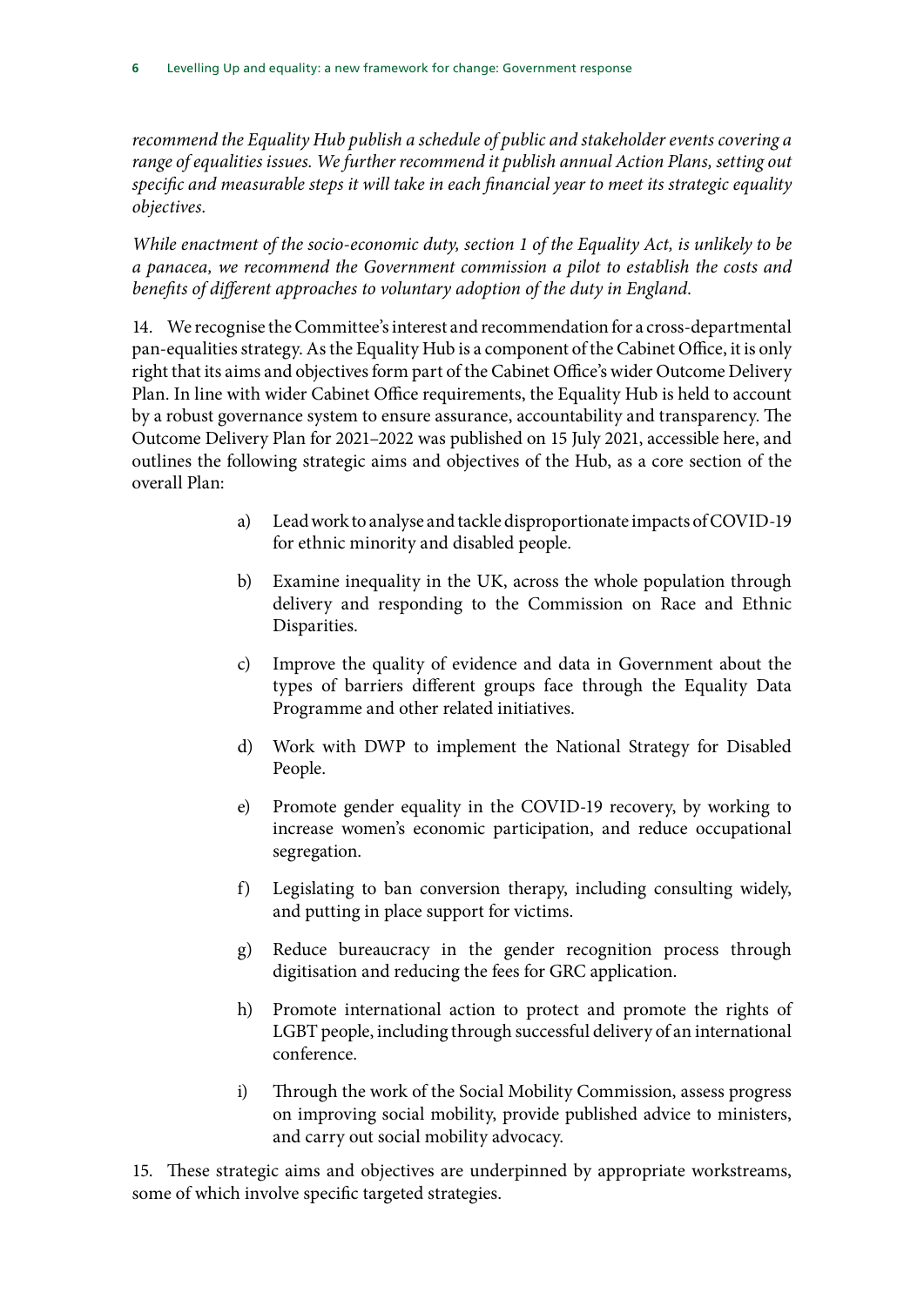*recommend the Equality Hub publish a schedule of public and stakeholder events covering a range of equalities issues. We further recommend it publish annual Action Plans, setting out specific and measurable steps it will take in each financial year to meet its strategic equality objectives.*

*While enactment of the socio-economic duty, section 1 of the Equality Act, is unlikely to be a panacea, we recommend the Government commission a pilot to establish the costs and benefits of different approaches to voluntary adoption of the duty in England.*

14. We recognise the Committee's interest and recommendation for a cross-departmental pan-equalities strategy. As the Equality Hub is a component of the Cabinet Office, it is only right that its aims and objectives form part of the Cabinet Office's wider Outcome Delivery Plan. In line with wider Cabinet Office requirements, the Equality Hub is held to account by a robust governance system to ensure assurance, accountability and transparency. The Outcome Delivery Plan for 2021–2022 was published on 15 July 2021, accessible here, and outlines the following strategic aims and objectives of the Hub, as a core section of the overall Plan:

a) Lead work to analyse and tackle disproportionate impacts of COVID-19 for ethnic minority and disabled people.

b) Examine inequality in the UK, across the whole population through delivery and responding to the Commission on Race and Ethnic Disparities.

c) Improve the quality of evidence and data in Government about the types of barriers different groups face through the Equality Data Programme and other related initiatives.

d) Work with DWP to implement the National Strategy for Disabled People.

e) Promote gender equality in the COVID-19 recovery, by working to increase women's economic participation, and reduce occupational segregation.

f) Legislating to ban conversion therapy, including consulting widely, and putting in place support for victims.

g) Reduce bureaucracy in the gender recognition process through digitisation and reducing the fees for GRC application.

h) Promote international action to protect and promote the rights of LGBT people, including through successful delivery of an international conference.

i) Through the work of the Social Mobility Commission, assess progress on improving social mobility, provide published advice to ministers, and carry out social mobility advocacy.

15. These strategic aims and objectives are underpinned by appropriate workstreams, some of which involve specific targeted strategies.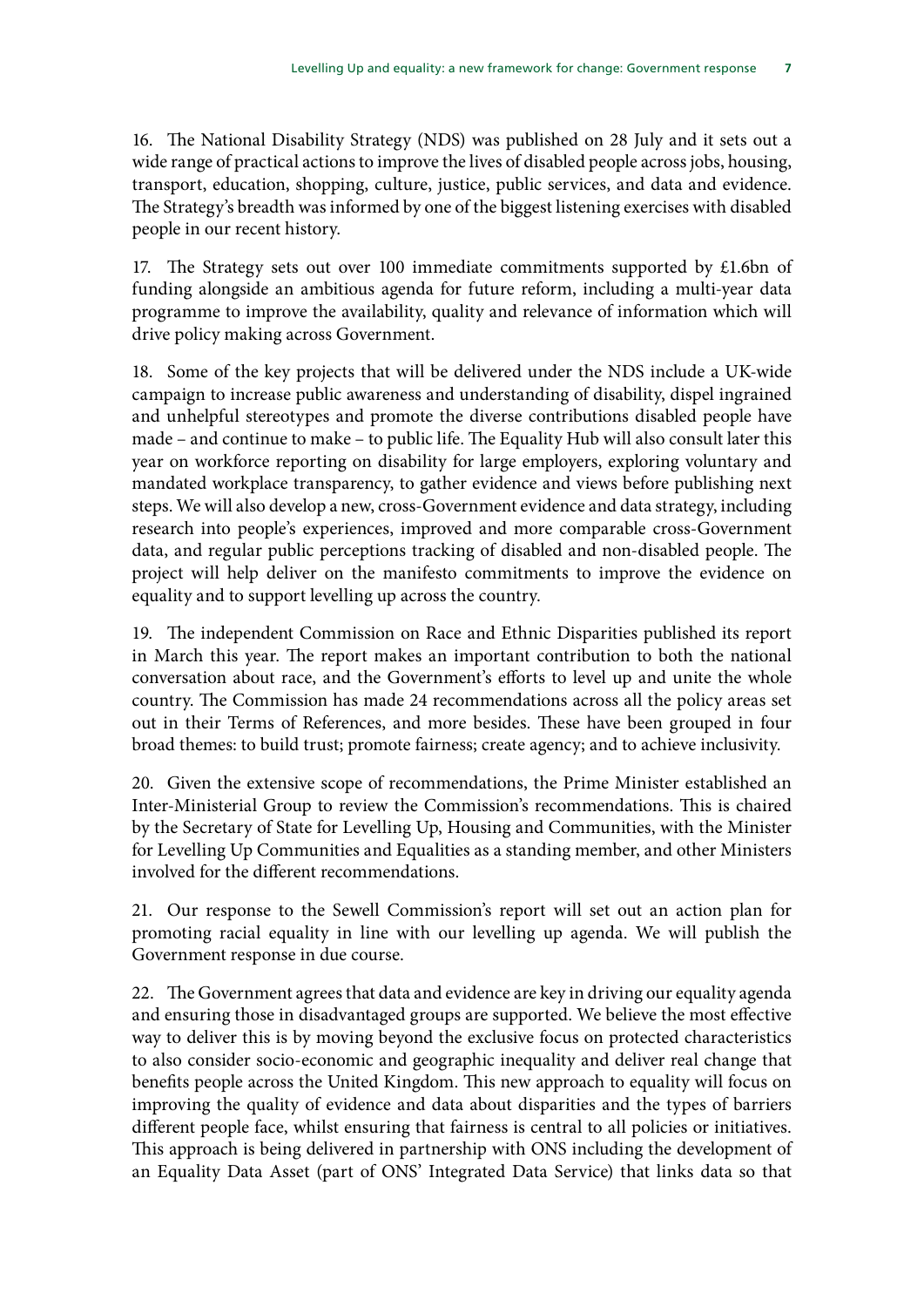16. The National Disability Strategy (NDS) was published on 28 July and it sets out a wide range of practical actions to improve the lives of disabled people across jobs, housing, transport, education, shopping, culture, justice, public services, and data and evidence. The Strategy's breadth was informed by one of the biggest listening exercises with disabled people in our recent history.

17. The Strategy sets out over 100 immediate commitments supported by £1.6bn of funding alongside an ambitious agenda for future reform, including a multi-year data programme to improve the availability, quality and relevance of information which will drive policy making across Government.

18. Some of the key projects that will be delivered under the NDS include a UK-wide campaign to increase public awareness and understanding of disability, dispel ingrained and unhelpful stereotypes and promote the diverse contributions disabled people have made – and continue to make – to public life. The Equality Hub will also consult later this year on workforce reporting on disability for large employers, exploring voluntary and mandated workplace transparency, to gather evidence and views before publishing next steps. We will also develop a new, cross-Government evidence and data strategy, including research into people's experiences, improved and more comparable cross-Government data, and regular public perceptions tracking of disabled and non-disabled people. The project will help deliver on the manifesto commitments to improve the evidence on equality and to support levelling up across the country.

19. The independent Commission on Race and Ethnic Disparities published its report in March this year. The report makes an important contribution to both the national conversation about race, and the Government's efforts to level up and unite the whole country. The Commission has made 24 recommendations across all the policy areas set out in their Terms of References, and more besides. These have been grouped in four broad themes: to build trust; promote fairness; create agency; and to achieve inclusivity.

20. Given the extensive scope of recommendations, the Prime Minister established an Inter-Ministerial Group to review the Commission's recommendations. This is chaired by the Secretary of State for Levelling Up, Housing and Communities, with the Minister for Levelling Up Communities and Equalities as a standing member, and other Ministers involved for the different recommendations.

21. Our response to the Sewell Commission's report will set out an action plan for promoting racial equality in line with our levelling up agenda. We will publish the Government response in due course.

22. The Government agrees that data and evidence are key in driving our equality agenda and ensuring those in disadvantaged groups are supported. We believe the most effective way to deliver this is by moving beyond the exclusive focus on protected characteristics to also consider socio-economic and geographic inequality and deliver real change that benefits people across the United Kingdom. This new approach to equality will focus on improving the quality of evidence and data about disparities and the types of barriers different people face, whilst ensuring that fairness is central to all policies or initiatives. This approach is being delivered in partnership with ONS including the development of an Equality Data Asset (part of ONS' Integrated Data Service) that links data so that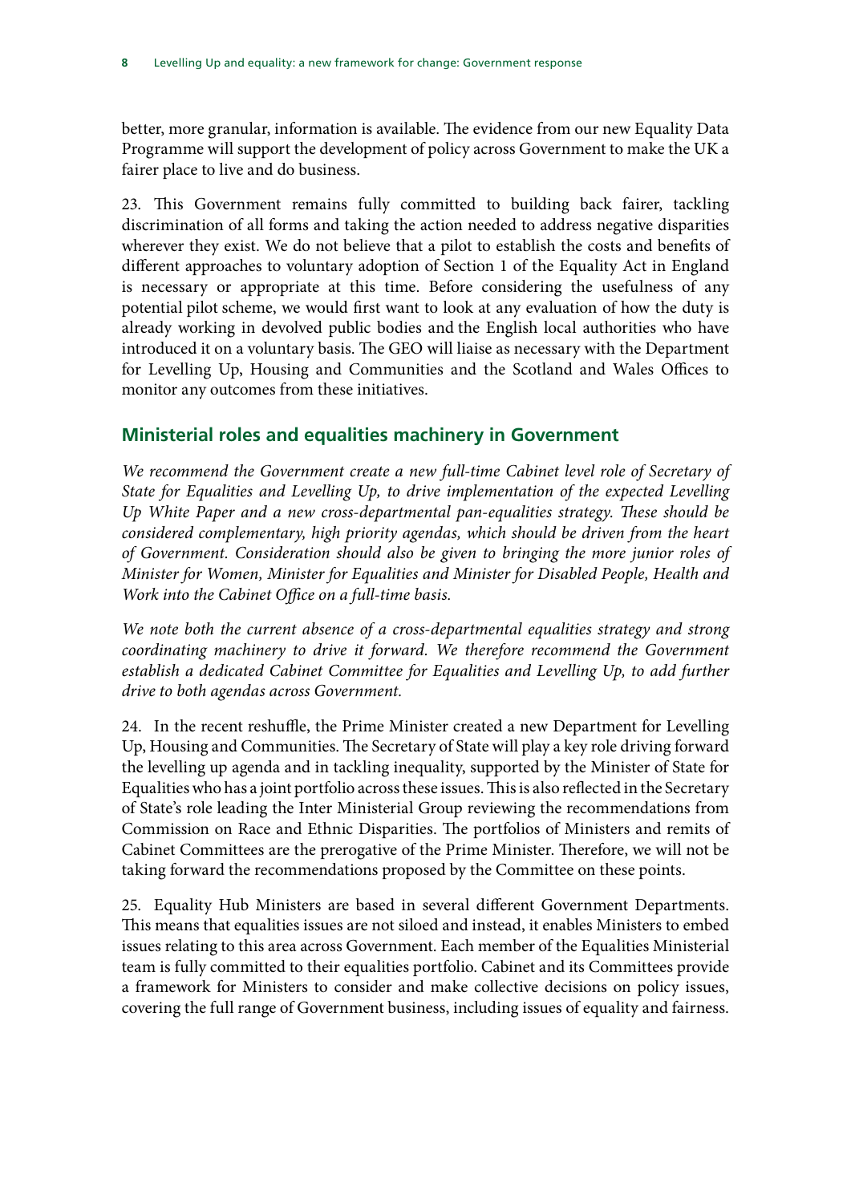better, more granular, information is available. The evidence from our new Equality Data Programme will support the development of policy across Government to make the UK a fairer place to live and do business.

23. This Government remains fully committed to building back fairer, tackling discrimination of all forms and taking the action needed to address negative disparities wherever they exist. We do not believe that a pilot to establish the costs and benefits of different approaches to voluntary adoption of Section 1 of the Equality Act in England is necessary or appropriate at this time. Before considering the usefulness of any potential pilot scheme, we would first want to look at any evaluation of how the duty is already working in devolved public bodies and the English local authorities who have introduced it on a voluntary basis. The GEO will liaise as necessary with the Department for Levelling Up, Housing and Communities and the Scotland and Wales Offices to monitor any outcomes from these initiatives.

## Ministerial roles and equalities machinery in Government

*We recommend the Government create a new full-time Cabinet level role of Secretary of State for Equalities and Levelling Up, to drive implementation of the expected Levelling Up White Paper and a new cross-departmental pan-equalities strategy. These should be considered complementary, high priority agendas, which should be driven from the heart of Government. Consideration should also be given to bringing the more junior roles of Minister for Women, Minister for Equalities and Minister for Disabled People, Health and Work into the Cabinet Office on a full-time basis.*

*We note both the current absence of a cross-departmental equalities strategy and strong coordinating machinery to drive it forward. We therefore recommend the Government establish a dedicated Cabinet Committee for Equalities and Levelling Up, to add further drive to both agendas across Government.*

24. In the recent reshuffle, the Prime Minister created a new Department for Levelling Up, Housing and Communities. The Secretary of State will play a key role driving forward the levelling up agenda and in tackling inequality, supported by the Minister of State for Equalities who has a joint portfolio across these issues. This is also reflected in the Secretary of State's role leading the Inter Ministerial Group reviewing the recommendations from Commission on Race and Ethnic Disparities. The portfolios of Ministers and remits of Cabinet Committees are the prerogative of the Prime Minister. Therefore, we will not be taking forward the recommendations proposed by the Committee on these points.

25. Equality Hub Ministers are based in several different Government Departments. This means that equalities issues are not siloed and instead, it enables Ministers to embed issues relating to this area across Government. Each member of the Equalities Ministerial team is fully committed to their equalities portfolio. Cabinet and its Committees provide a framework for Ministers to consider and make collective decisions on policy issues, covering the full range of Government business, including issues of equality and fairness.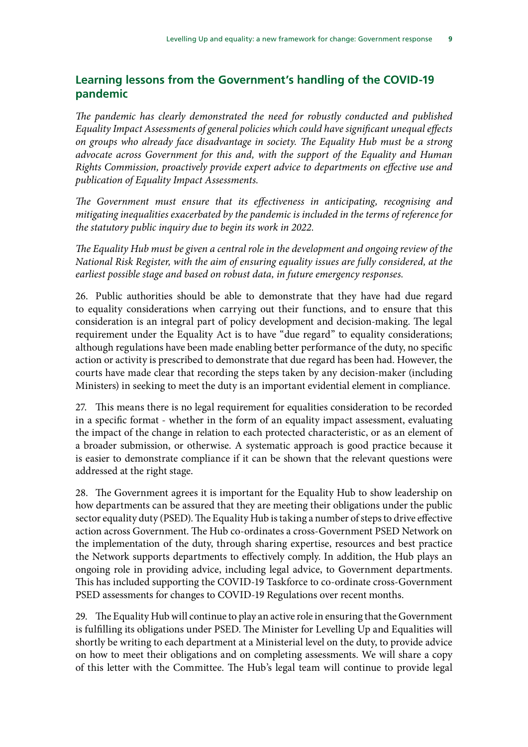## Learning lessons from the Government's handling of the COVID-19 pandemic

*The pandemic has clearly demonstrated the need for robustly conducted and published Equality Impact Assessments of general policies which could have significant unequal effects on groups who already face disadvantage in society. The Equality Hub must be a strong advocate across Government for this and, with the support of the Equality and Human Rights Commission, proactively provide expert advice to departments on effective use and publication of Equality Impact Assessments.*

*The Government must ensure that its effectiveness in anticipating, recognising and mitigating inequalities exacerbated by the pandemic is included in the terms of reference for the statutory public inquiry due to begin its work in 2022.*

*The Equality Hub must be given a central role in the development and ongoing review of the National Risk Register, with the aim of ensuring equality issues are fully considered, at the earliest possible stage and based on robust data, in future emergency responses.*

26. Public authorities should be able to demonstrate that they have had due regard to equality considerations when carrying out their functions, and to ensure that this consideration is an integral part of policy development and decision-making. The legal requirement under the Equality Act is to have "due regard" to equality considerations; although regulations have been made enabling better performance of the duty, no specific action or activity is prescribed to demonstrate that due regard has been had. However, the courts have made clear that recording the steps taken by any decision-maker (including Ministers) in seeking to meet the duty is an important evidential element in compliance.

27. This means there is no legal requirement for equalities consideration to be recorded in a specific format - whether in the form of an equality impact assessment, evaluating the impact of the change in relation to each protected characteristic, or as an element of a broader submission, or otherwise. A systematic approach is good practice because it is easier to demonstrate compliance if it can be shown that the relevant questions were addressed at the right stage.

28. The Government agrees it is important for the Equality Hub to show leadership on how departments can be assured that they are meeting their obligations under the public sector equality duty (PSED). The Equality Hub is taking a number of steps to drive effective action across Government. The Hub co-ordinates a cross-Government PSED Network on the implementation of the duty, through sharing expertise, resources and best practice the Network supports departments to effectively comply. In addition, the Hub plays an ongoing role in providing advice, including legal advice, to Government departments. This has included supporting the COVID-19 Taskforce to co-ordinate cross-Government PSED assessments for changes to COVID-19 Regulations over recent months.

29. The Equality Hub will continue to play an active role in ensuring that the Government is fulfilling its obligations under PSED. The Minister for Levelling Up and Equalities will shortly be writing to each department at a Ministerial level on the duty, to provide advice on how to meet their obligations and on completing assessments. We will share a copy of this letter with the Committee. The Hub's legal team will continue to provide legal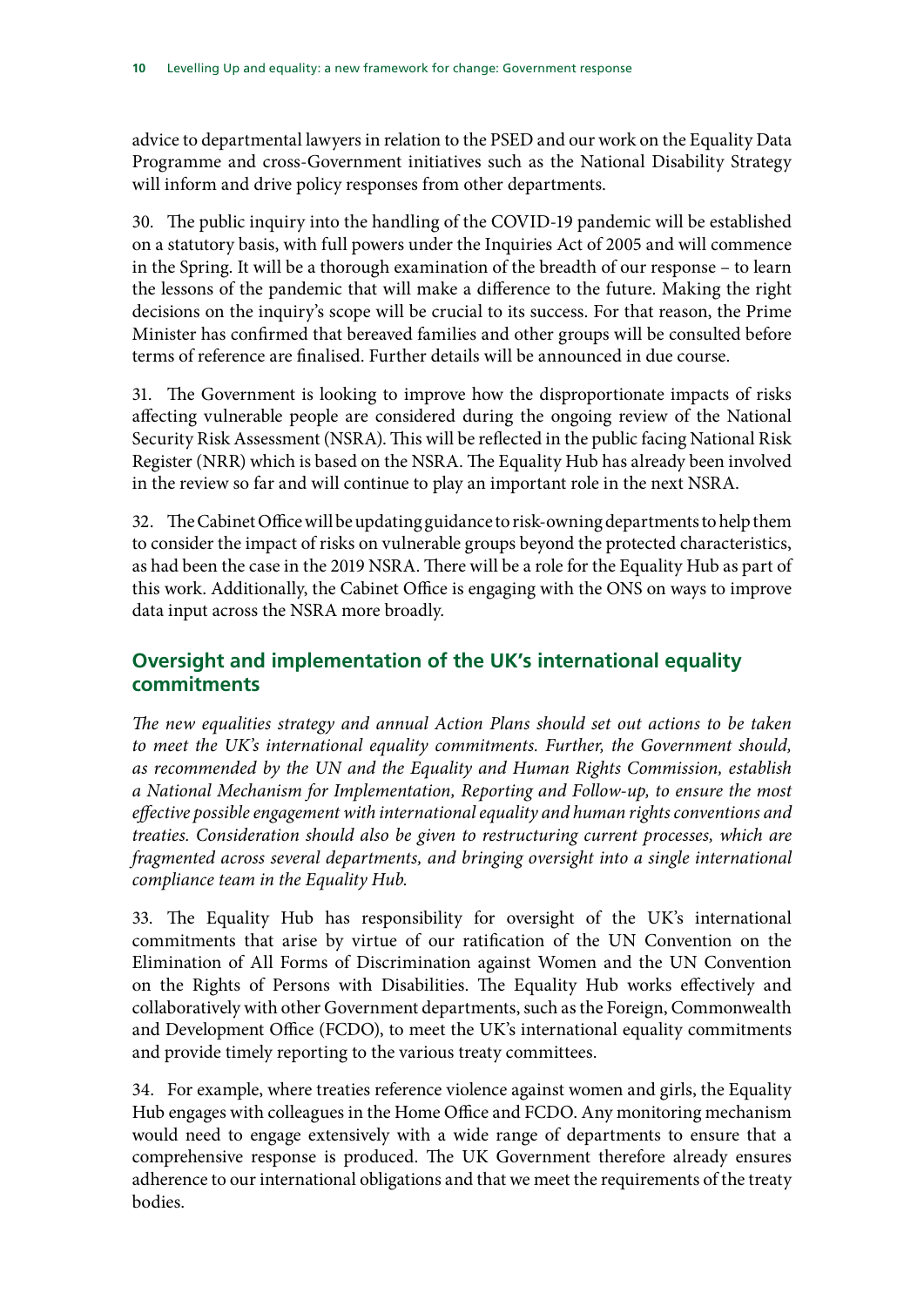advice to departmental lawyers in relation to the PSED and our work on the Equality Data Programme and cross-Government initiatives such as the National Disability Strategy will inform and drive policy responses from other departments.

30. The public inquiry into the handling of the COVID-19 pandemic will be established on a statutory basis, with full powers under the Inquiries Act of 2005 and will commence in the Spring. It will be a thorough examination of the breadth of our response – to learn the lessons of the pandemic that will make a difference to the future. Making the right decisions on the inquiry's scope will be crucial to its success. For that reason, the Prime Minister has confirmed that bereaved families and other groups will be consulted before terms of reference are finalised. Further details will be announced in due course.

31. The Government is looking to improve how the disproportionate impacts of risks affecting vulnerable people are considered during the ongoing review of the National Security Risk Assessment (NSRA). This will be reflected in the public facing National Risk Register (NRR) which is based on the NSRA. The Equality Hub has already been involved in the review so far and will continue to play an important role in the next NSRA.

32. The Cabinet Office will be updating guidance to risk-owning departments to help them to consider the impact of risks on vulnerable groups beyond the protected characteristics, as had been the case in the 2019 NSRA. There will be a role for the Equality Hub as part of this work. Additionally, the Cabinet Office is engaging with the ONS on ways to improve data input across the NSRA more broadly.

## Oversight and implementation of the UK's international equality commitments

*The new equalities strategy and annual Action Plans should set out actions to be taken to meet the UK's international equality commitments. Further, the Government should, as recommended by the UN and the Equality and Human Rights Commission, establish a National Mechanism for Implementation, Reporting and Follow-up, to ensure the most effective possible engagement with international equality and human rights conventions and treaties. Consideration should also be given to restructuring current processes, which are fragmented across several departments, and bringing oversight into a single international compliance team in the Equality Hub.*

33. The Equality Hub has responsibility for oversight of the UK's international commitments that arise by virtue of our ratification of the UN Convention on the Elimination of All Forms of Discrimination against Women and the UN Convention on the Rights of Persons with Disabilities. The Equality Hub works effectively and collaboratively with other Government departments, such as the Foreign, Commonwealth and Development Office (FCDO), to meet the UK's international equality commitments and provide timely reporting to the various treaty committees.

34. For example, where treaties reference violence against women and girls, the Equality Hub engages with colleagues in the Home Office and FCDO. Any monitoring mechanism would need to engage extensively with a wide range of departments to ensure that a comprehensive response is produced. The UK Government therefore already ensures adherence to our international obligations and that we meet the requirements of the treaty bodies.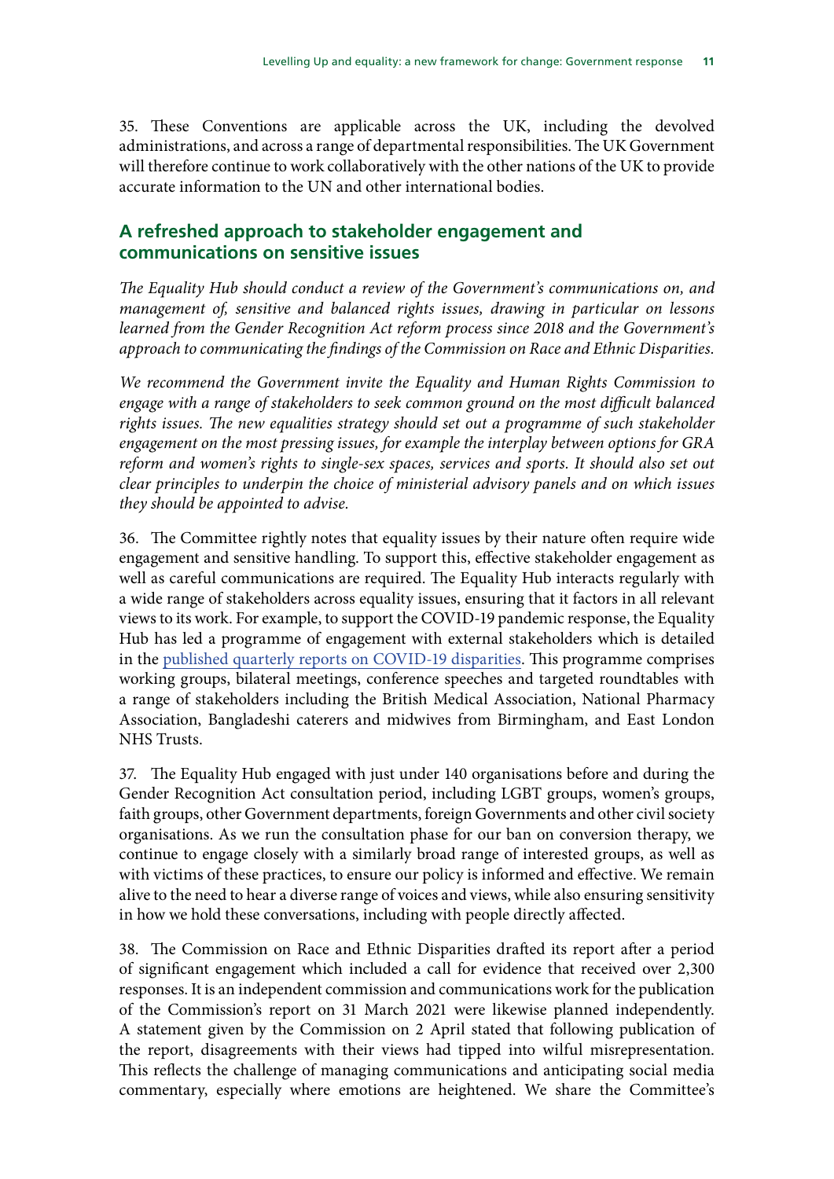35. These Conventions are applicable across the UK, including the devolved administrations, and across a range of departmental responsibilities. The UK Government will therefore continue to work collaboratively with the other nations of the UK to provide accurate information to the UN and other international bodies.

## A refreshed approach to stakeholder engagement and communications on sensitive issues

*The Equality Hub should conduct a review of the Government's communications on, and management of, sensitive and balanced rights issues, drawing in particular on lessons learned from the Gender Recognition Act reform process since 2018 and the Government's approach to communicating the findings of the Commission on Race and Ethnic Disparities.*

*We recommend the Government invite the Equality and Human Rights Commission to engage with a range of stakeholders to seek common ground on the most difficult balanced rights issues. The new equalities strategy should set out a programme of such stakeholder engagement on the most pressing issues, for example the interplay between options for GRA reform and women's rights to single-sex spaces, services and sports. It should also set out clear principles to underpin the choice of ministerial advisory panels and on which issues they should be appointed to advise.*

36. The Committee rightly notes that equality issues by their nature often require wide engagement and sensitive handling. To support this, effective stakeholder engagement as well as careful communications are required. The Equality Hub interacts regularly with a wide range of stakeholders across equality issues, ensuring that it factors in all relevant views to its work. For example, to support the COVID-19 pandemic response, the Equality Hub has led a programme of engagement with external stakeholders which is detailed in the published quarterly reports on COVID-19 disparities. This programme comprises working groups, bilateral meetings, conference speeches and targeted roundtables with a range of stakeholders including the British Medical Association, National Pharmacy Association, Bangladeshi caterers and midwives from Birmingham, and East London NHS Trusts.

37. The Equality Hub engaged with just under 140 organisations before and during the Gender Recognition Act consultation period, including LGBT groups, women's groups, faith groups, other Government departments, foreign Governments and other civil society organisations. As we run the consultation phase for our ban on conversion therapy, we continue to engage closely with a similarly broad range of interested groups, as well as with victims of these practices, to ensure our policy is informed and effective. We remain alive to the need to hear a diverse range of voices and views, while also ensuring sensitivity in how we hold these conversations, including with people directly affected.

38. The Commission on Race and Ethnic Disparities drafted its report after a period of significant engagement which included a call for evidence that received over 2,300 responses. It is an independent commission and communications work for the publication of the Commission's report on 31 March 2021 were likewise planned independently. A statement given by the Commission on 2 April stated that following publication of the report, disagreements with their views had tipped into wilful misrepresentation. This reflects the challenge of managing communications and anticipating social media commentary, especially where emotions are heightened. We share the Committee's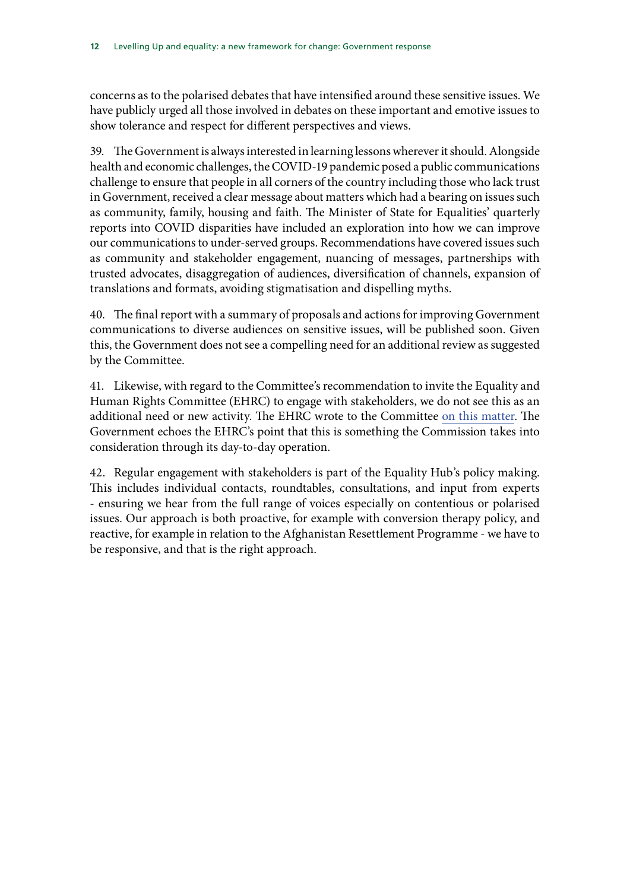concerns as to the polarised debates that have intensified around these sensitive issues. We have publicly urged all those involved in debates on these important and emotive issues to show tolerance and respect for different perspectives and views.

39. The Government is always interested in learning lessons wherever it should. Alongside health and economic challenges, the COVID-19 pandemic posed a public communications challenge to ensure that people in all corners of the country including those who lack trust in Government, received a clear message about matters which had a bearing on issues such as community, family, housing and faith. The Minister of State for Equalities' quarterly reports into COVID disparities have included an exploration into how we can improve our communications to under-served groups. Recommendations have covered issues such as community and stakeholder engagement, nuancing of messages, partnerships with trusted advocates, disaggregation of audiences, diversification of channels, expansion of translations and formats, avoiding stigmatisation and dispelling myths.

40. The final report with a summary of proposals and actions for improving Government communications to diverse audiences on sensitive issues, will be published soon. Given this, the Government does not see a compelling need for an additional review as suggested by the Committee.

41. Likewise, with regard to the Committee's recommendation to invite the Equality and Human Rights Committee (EHRC) to engage with stakeholders, we do not see this as an additional need or new activity. The EHRC wrote to the Committee on this matter. The Government echoes the EHRC's point that this is something the Commission takes into consideration through its day-to-day operation.

42. Regular engagement with stakeholders is part of the Equality Hub's policy making. This includes individual contacts, roundtables, consultations, and input from experts - ensuring we hear from the full range of voices especially on contentious or polarised issues. Our approach is both proactive, for example with conversion therapy policy, and reactive, for example in relation to the Afghanistan Resettlement Programme - we have to be responsive, and that is the right approach.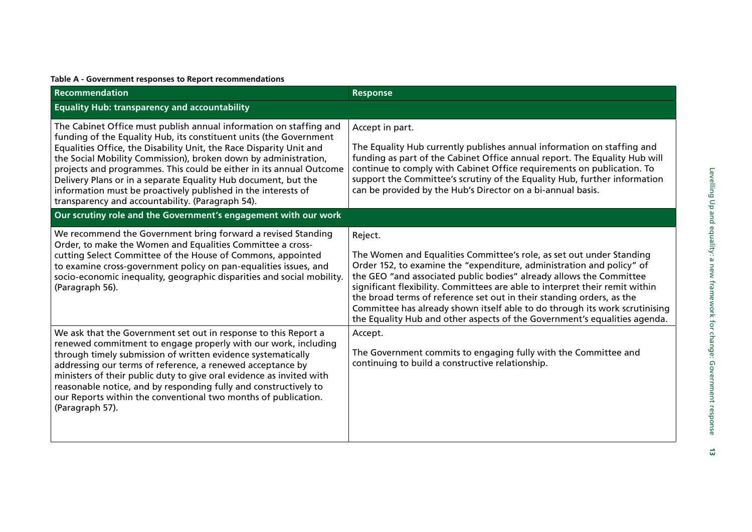**Table A - Government responses to Report recommendations**

| Recommendation | Response |
|---|---|
| **Equality Hub: transparency and accountability** | |
| The Cabinet Office must publish annual information on staffing and funding of the Equality Hub, its constituent units (the Government Equalities Office, the Disability Unit, the Race Disparity Unit and the Social Mobility Commission), broken down by administration, projects and programmes. This could be either in its annual Outcome Delivery Plans or in a separate Equality Hub document, but the information must be proactively published in the interests of transparency and accountability. (Paragraph 54). | Accept in part.<br><br>The Equality Hub currently publishes annual information on staffing and funding as part of the Cabinet Office annual report. The Equality Hub will continue to comply with Cabinet Office requirements on publication. To support the Committee's scrutiny of the Equality Hub, further information can be provided by the Hub's Director on a bi-annual basis. |
| **Our scrutiny role and the Government's engagement with our work** | |
| We recommend the Government bring forward a revised Standing Order, to make the Women and Equalities Committee a cross-cutting Select Committee of the House of Commons, appointed to examine cross-government policy on pan-equalities issues, and socio-economic inequality, geographic disparities and social mobility. (Paragraph 56). | Reject.<br><br>The Women and Equalities Committee's role, as set out under Standing Order 152, to examine the "expenditure, administration and policy" of the GEO "and associated public bodies" already allows the Committee significant flexibility. Committees are able to interpret their remit within the broad terms of reference set out in their standing orders, as the Committee has already shown itself able to do through its work scrutinising the Equality Hub and other aspects of the Government's equalities agenda. |
| We ask that the Government set out in response to this Report a renewed commitment to engage properly with our work, including through timely submission of written evidence systematically addressing our terms of reference, a renewed acceptance by ministers of their public duty to give oral evidence as invited with reasonable notice, and by responding fully and constructively to our Reports within the conventional two months of publication. (Paragraph 57). | Accept.<br><br>The Government commits to engaging fully with the Committee and continuing to build a constructive relationship. |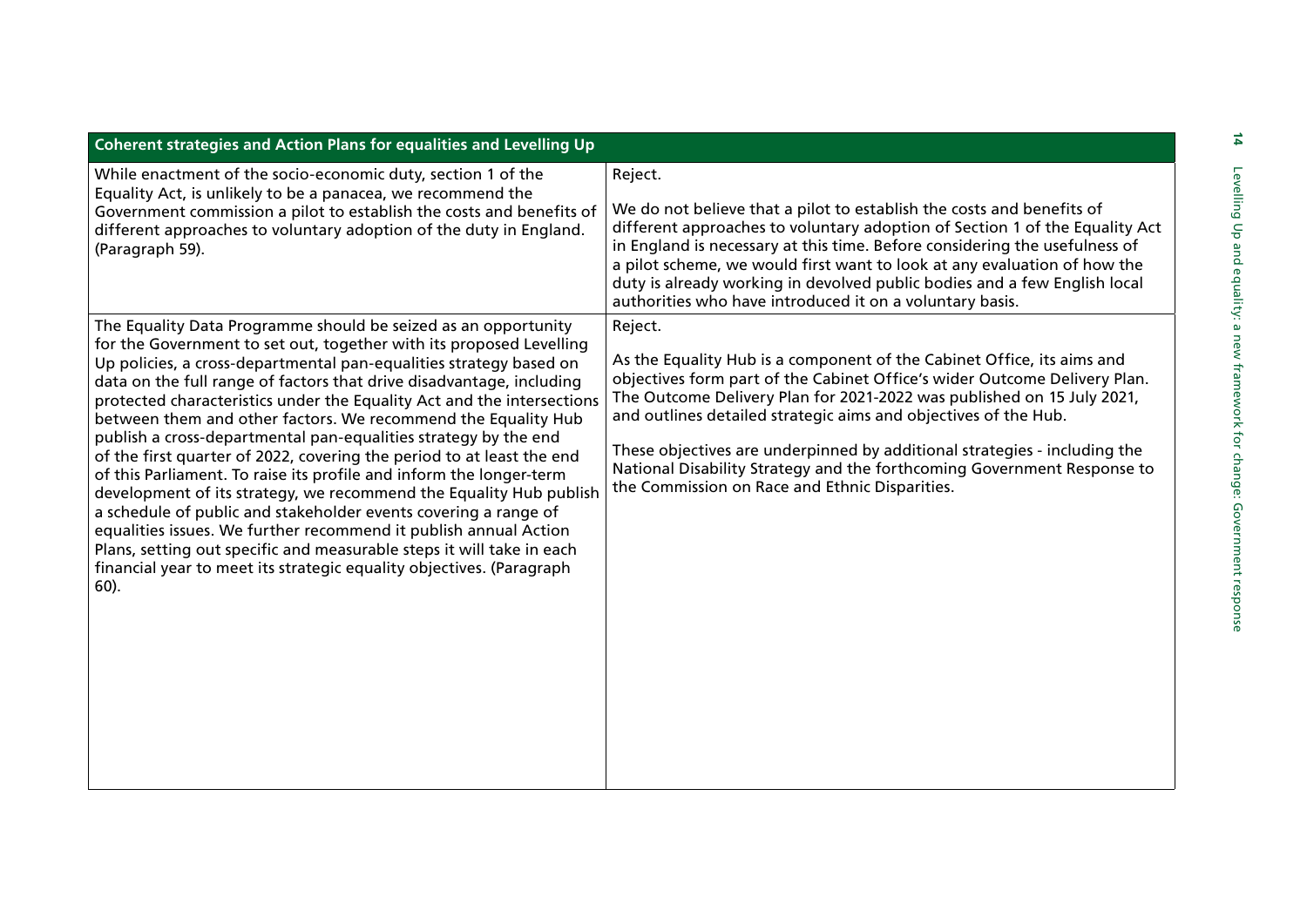| Coherent strategies and Action Plans for equalities and Levelling Up | |
|---|---|
| While enactment of the socio-economic duty, section 1 of the Equality Act, is unlikely to be a panacea, we recommend the Government commission a pilot to establish the costs and benefits of different approaches to voluntary adoption of the duty in England. (Paragraph 59). | Reject.<br><br>We do not believe that a pilot to establish the costs and benefits of different approaches to voluntary adoption of Section 1 of the Equality Act in England is necessary at this time. Before considering the usefulness of a pilot scheme, we would first want to look at any evaluation of how the duty is already working in devolved public bodies and a few English local authorities who have introduced it on a voluntary basis. |
| The Equality Data Programme should be seized as an opportunity for the Government to set out, together with its proposed Levelling Up policies, a cross-departmental pan-equalities strategy based on data on the full range of factors that drive disadvantage, including protected characteristics under the Equality Act and the intersections between them and other factors. We recommend the Equality Hub publish a cross-departmental pan-equalities strategy by the end of the first quarter of 2022, covering the period to at least the end of this Parliament. To raise its profile and inform the longer-term development of its strategy, we recommend the Equality Hub publish a schedule of public and stakeholder events covering a range of equalities issues. We further recommend it publish annual Action Plans, setting out specific and measurable steps it will take in each financial year to meet its strategic equality objectives. (Paragraph 60). | Reject.<br><br>As the Equality Hub is a component of the Cabinet Office, its aims and objectives form part of the Cabinet Office's wider Outcome Delivery Plan. The Outcome Delivery Plan for 2021-2022 was published on 15 July 2021, and outlines detailed strategic aims and objectives of the Hub.<br><br>These objectives are underpinned by additional strategies - including the National Disability Strategy and the forthcoming Government Response to the Commission on Race and Ethnic Disparities. |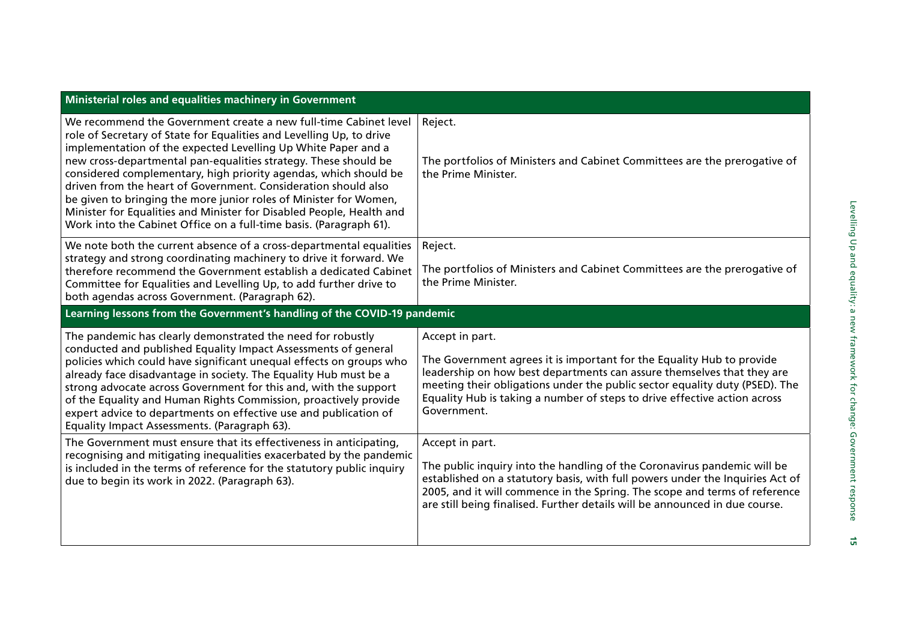| Ministerial roles and equalities machinery in Government | |
|---|---|
| We recommend the Government create a new full-time Cabinet level role of Secretary of State for Equalities and Levelling Up, to drive implementation of the expected Levelling Up White Paper and a new cross-departmental pan-equalities strategy. These should be considered complementary, high priority agendas, which should be driven from the heart of Government. Consideration should also be given to bringing the more junior roles of Minister for Women, Minister for Equalities and Minister for Disabled People, Health and Work into the Cabinet Office on a full-time basis. (Paragraph 61). | Reject.<br><br>The portfolios of Ministers and Cabinet Committees are the prerogative of the Prime Minister. |
| We note both the current absence of a cross-departmental equalities strategy and strong coordinating machinery to drive it forward. We therefore recommend the Government establish a dedicated Cabinet Committee for Equalities and Levelling Up, to add further drive to both agendas across Government. (Paragraph 62). | Reject.<br><br>The portfolios of Ministers and Cabinet Committees are the prerogative of the Prime Minister. |
| **Learning lessons from the Government's handling of the COVID-19 pandemic** | |
| The pandemic has clearly demonstrated the need for robustly conducted and published Equality Impact Assessments of general policies which could have significant unequal effects on groups who already face disadvantage in society. The Equality Hub must be a strong advocate across Government for this and, with the support of the Equality and Human Rights Commission, proactively provide expert advice to departments on effective use and publication of Equality Impact Assessments. (Paragraph 63). | Accept in part.<br><br>The Government agrees it is important for the Equality Hub to provide leadership on how best departments can assure themselves that they are meeting their obligations under the public sector equality duty (PSED). The Equality Hub is taking a number of steps to drive effective action across Government. |
| The Government must ensure that its effectiveness in anticipating, recognising and mitigating inequalities exacerbated by the pandemic is included in the terms of reference for the statutory public inquiry due to begin its work in 2022. (Paragraph 63). | Accept in part.<br><br>The public inquiry into the handling of the Coronavirus pandemic will be established on a statutory basis, with full powers under the Inquiries Act of 2005, and it will commence in the Spring. The scope and terms of reference are still being finalised. Further details will be announced in due course. |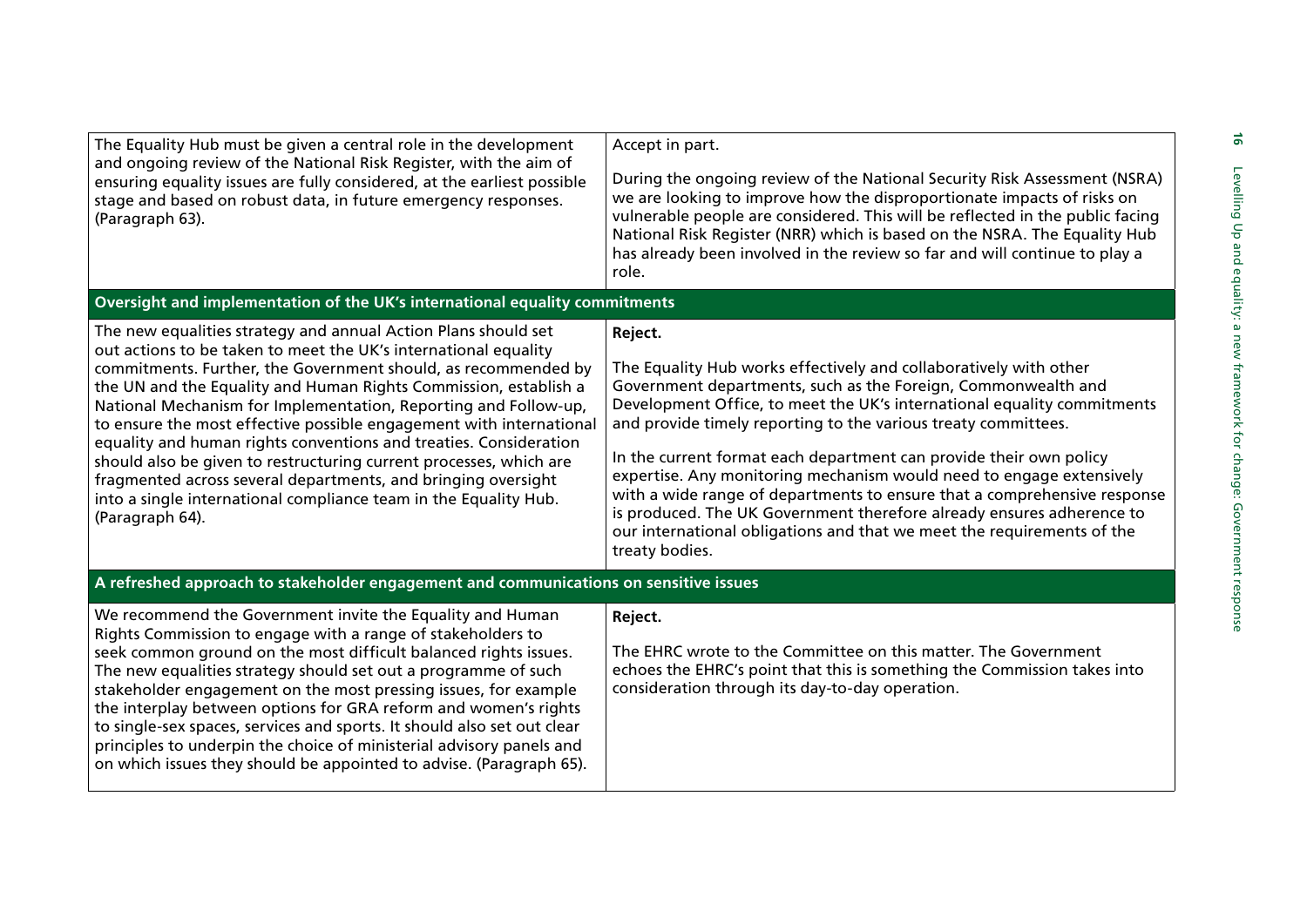| | |
|---|---|
| The Equality Hub must be given a central role in the development and ongoing review of the National Risk Register, with the aim of ensuring equality issues are fully considered, at the earliest possible stage and based on robust data, in future emergency responses. (Paragraph 63). | Accept in part.<br><br>During the ongoing review of the National Security Risk Assessment (NSRA) we are looking to improve how the disproportionate impacts of risks on vulnerable people are considered. This will be reflected in the public facing National Risk Register (NRR) which is based on the NSRA. The Equality Hub has already been involved in the review so far and will continue to play a role. |
| **Oversight and implementation of the UK's international equality commitments** | |
| The new equalities strategy and annual Action Plans should set out actions to be taken to meet the UK's international equality commitments. Further, the Government should, as recommended by the UN and the Equality and Human Rights Commission, establish a National Mechanism for Implementation, Reporting and Follow-up, to ensure the most effective possible engagement with international equality and human rights conventions and treaties. Consideration should also be given to restructuring current processes, which are fragmented across several departments, and bringing oversight into a single international compliance team in the Equality Hub. (Paragraph 64). | **Reject.**<br><br>The Equality Hub works effectively and collaboratively with other Government departments, such as the Foreign, Commonwealth and Development Office, to meet the UK's international equality commitments and provide timely reporting to the various treaty committees.<br><br>In the current format each department can provide their own policy expertise. Any monitoring mechanism would need to engage extensively with a wide range of departments to ensure that a comprehensive response is produced. The UK Government therefore already ensures adherence to our international obligations and that we meet the requirements of the treaty bodies. |
| **A refreshed approach to stakeholder engagement and communications on sensitive issues** | |
| We recommend the Government invite the Equality and Human Rights Commission to engage with a range of stakeholders to seek common ground on the most difficult balanced rights issues. The new equalities strategy should set out a programme of such stakeholder engagement on the most pressing issues, for example the interplay between options for GRA reform and women's rights to single-sex spaces, services and sports. It should also set out clear principles to underpin the choice of ministerial advisory panels and on which issues they should be appointed to advise. (Paragraph 65). | **Reject.**<br><br>The EHRC wrote to the Committee on this matter. The Government echoes the EHRC's point that this is something the Commission takes into consideration through its day-to-day operation. |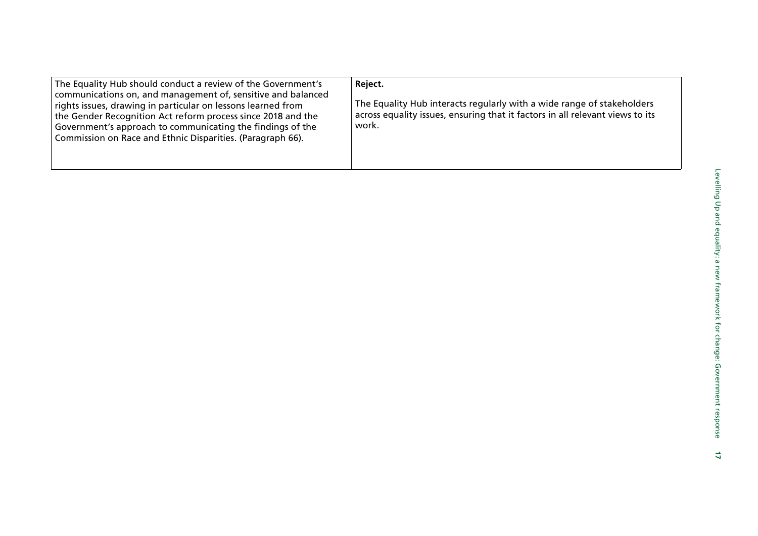| | |
|---|---|
| The Equality Hub should conduct a review of the Government's communications on, and management of, sensitive and balanced rights issues, drawing in particular on lessons learned from the Gender Recognition Act reform process since 2018 and the Government's approach to communicating the findings of the Commission on Race and Ethnic Disparities. (Paragraph 66). | **Reject.**<br><br>The Equality Hub interacts regularly with a wide range of stakeholders across equality issues, ensuring that it factors in all relevant views to its work. |